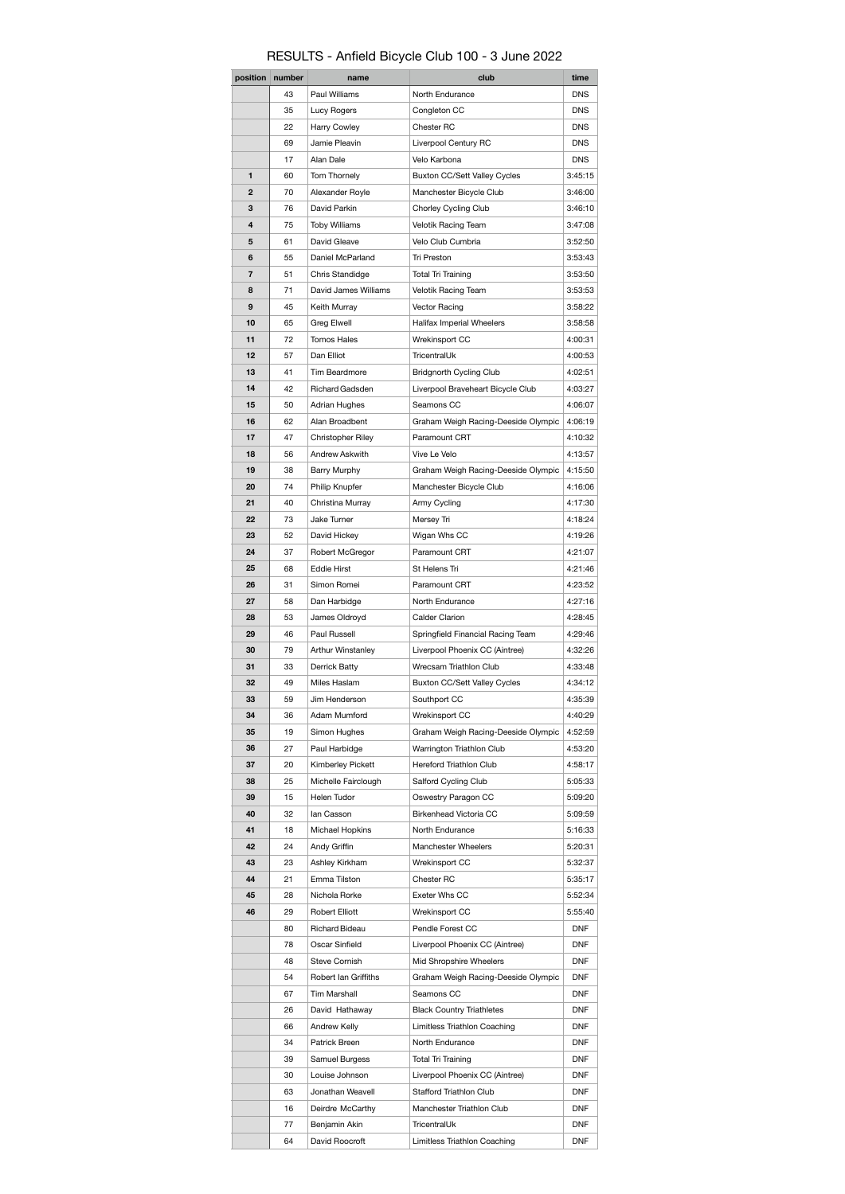# RESULTS - Anfield Bicycle Club 100 - 3 June 2022

| position | number | name | club | time |
|---|---|---|---|---|
| | 43 | Paul Williams | North Endurance | DNS |
| | 35 | Lucy Rogers | Congleton CC | DNS |
| | 22 | Harry Cowley | Chester RC | DNS |
| | 69 | Jamie Pleavin | Liverpool Century RC | DNS |
| | 17 | Alan Dale | Velo Karbona | DNS |
| 1 | 60 | Tom Thornely | Buxton CC/Sett Valley Cycles | 3:45:15 |
| 2 | 70 | Alexander Royle | Manchester Bicycle Club | 3:46:00 |
| 3 | 76 | David Parkin | Chorley Cycling Club | 3:46:10 |
| 4 | 75 | Toby Williams | Velotik Racing Team | 3:47:08 |
| 5 | 61 | David Gleave | Velo Club Cumbria | 3:52:50 |
| 6 | 55 | Daniel McParland | Tri Preston | 3:53:43 |
| 7 | 51 | Chris Standidge | Total Tri Training | 3:53:50 |
| 8 | 71 | David James Williams | Velotik Racing Team | 3:53:53 |
| 9 | 45 | Keith Murray | Vector Racing | 3:58:22 |
| 10 | 65 | Greg Elwell | Halifax Imperial Wheelers | 3:58:58 |
| 11 | 72 | Tomos Hales | Wrekinsport CC | 4:00:31 |
| 12 | 57 | Dan Elliot | TricentralUk | 4:00:53 |
| 13 | 41 | Tim Beardmore | Bridgnorth Cycling Club | 4:02:51 |
| 14 | 42 | Richard Gadsden | Liverpool Braveheart Bicycle Club | 4:03:27 |
| 15 | 50 | Adrian Hughes | Seamons CC | 4:06:07 |
| 16 | 62 | Alan Broadbent | Graham Weigh Racing-Deeside Olympic | 4:06:19 |
| 17 | 47 | Christopher Riley | Paramount CRT | 4:10:32 |
| 18 | 56 | Andrew Askwith | Vive Le Velo | 4:13:57 |
| 19 | 38 | Barry Murphy | Graham Weigh Racing-Deeside Olympic | 4:15:50 |
| 20 | 74 | Philip Knupfer | Manchester Bicycle Club | 4:16:06 |
| 21 | 40 | Christina Murray | Army Cycling | 4:17:30 |
| 22 | 73 | Jake Turner | Mersey Tri | 4:18:24 |
| 23 | 52 | David Hickey | Wigan Whs CC | 4:19:26 |
| 24 | 37 | Robert McGregor | Paramount CRT | 4:21:07 |
| 25 | 68 | Eddie Hirst | St Helens Tri | 4:21:46 |
| 26 | 31 | Simon Romei | Paramount CRT | 4:23:52 |
| 27 | 58 | Dan Harbidge | North Endurance | 4:27:16 |
| 28 | 53 | James Oldroyd | Calder Clarion | 4:28:45 |
| 29 | 46 | Paul Russell | Springfield Financial Racing Team | 4:29:46 |
| 30 | 79 | Arthur Winstanley | Liverpool Phoenix CC (Aintree) | 4:32:26 |
| 31 | 33 | Derrick Batty | Wrecsam Triathlon Club | 4:33:48 |
| 32 | 49 | Miles Haslam | Buxton CC/Sett Valley Cycles | 4:34:12 |
| 33 | 59 | Jim Henderson | Southport CC | 4:35:39 |
| 34 | 36 | Adam Mumford | Wrekinsport CC | 4:40:29 |
| 35 | 19 | Simon Hughes | Graham Weigh Racing-Deeside Olympic | 4:52:59 |
| 36 | 27 | Paul Harbidge | Warrington Triathlon Club | 4:53:20 |
| 37 | 20 | Kimberley Pickett | Hereford Triathlon Club | 4:58:17 |
| 38 | 25 | Michelle Fairclough | Salford Cycling Club | 5:05:33 |
| 39 | 15 | Helen Tudor | Oswestry Paragon CC | 5:09:20 |
| 40 | 32 | Ian Casson | Birkenhead Victoria CC | 5:09:59 |
| 41 | 18 | Michael Hopkins | North Endurance | 5:16:33 |
| 42 | 24 | Andy Griffin | Manchester Wheelers | 5:20:31 |
| 43 | 23 | Ashley Kirkham | Wrekinsport CC | 5:32:37 |
| 44 | 21 | Emma Tilston | Chester RC | 5:35:17 |
| 45 | 28 | Nichola Rorke | Exeter Whs CC | 5:52:34 |
| 46 | 29 | Robert Elliott | Wrekinsport CC | 5:55:40 |
| | 80 | Richard Bideau | Pendle Forest CC | DNF |
| | 78 | Oscar Sinfield | Liverpool Phoenix CC (Aintree) | DNF |
| | 48 | Steve Cornish | Mid Shropshire Wheelers | DNF |
| | 54 | Robert Ian Griffiths | Graham Weigh Racing-Deeside Olympic | DNF |
| | 67 | Tim Marshall | Seamons CC | DNF |
| | 26 | David Hathaway | Black Country Triathletes | DNF |
| | 66 | Andrew Kelly | Limitless Triathlon Coaching | DNF |
| | 34 | Patrick Breen | North Endurance | DNF |
| | 39 | Samuel Burgess | Total Tri Training | DNF |
| | 30 | Louise Johnson | Liverpool Phoenix CC (Aintree) | DNF |
| | 63 | Jonathan Weavell | Stafford Triathlon Club | DNF |
| | 16 | Deirdre McCarthy | Manchester Triathlon Club | DNF |
| | 77 | Benjamin Akin | TricentralUk | DNF |
| | 64 | David Roocroft | Limitless Triathlon Coaching | DNF |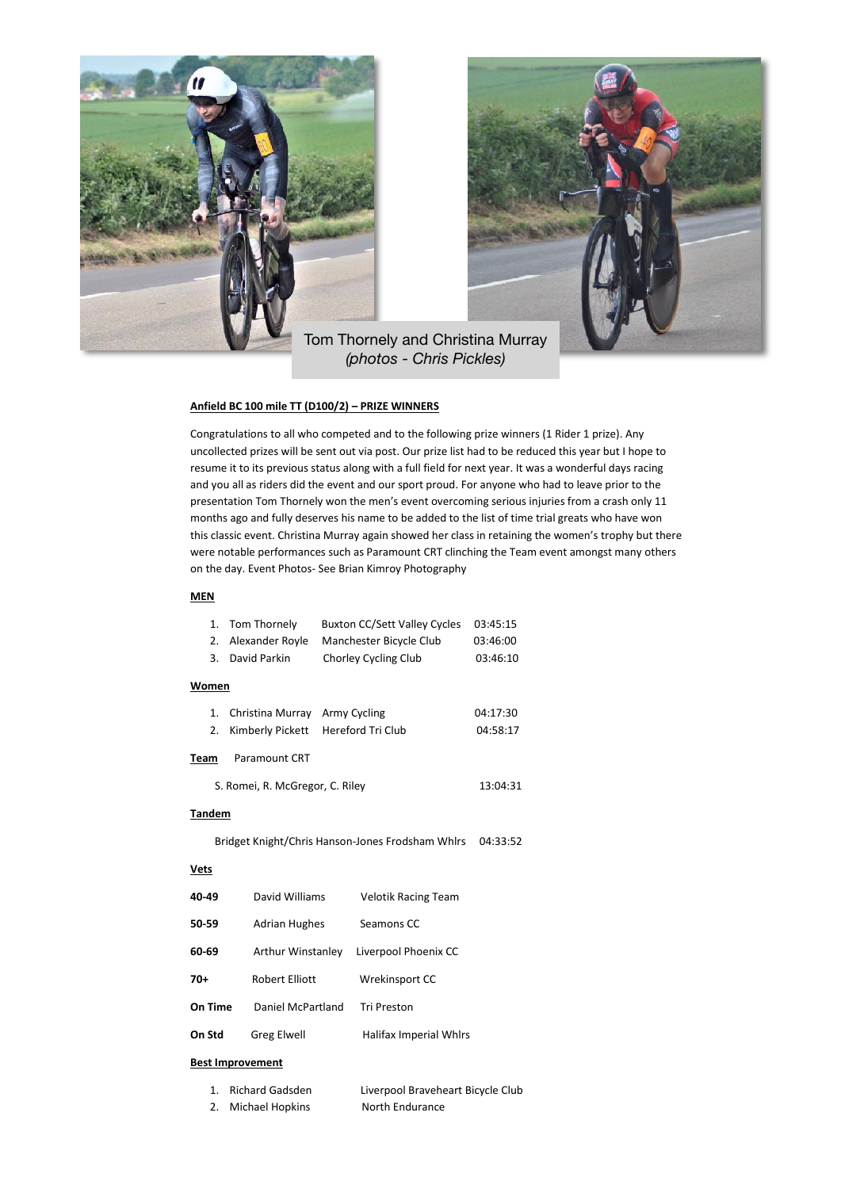Tom Thornely and Christina Murray
*(photos - Chris Pickles)*

**Anfield BC 100 mile TT (D100/2) – PRIZE WINNERS**

Congratulations to all who competed and to the following prize winners (1 Rider 1 prize). Any uncollected prizes will be sent out via post. Our prize list had to be reduced this year but I hope to resume it to its previous status along with a full field for next year. It was a wonderful days racing and you all as riders did the event and our sport proud. For anyone who had to leave prior to the presentation Tom Thornely won the men's event overcoming serious injuries from a crash only 11 months ago and fully deserves his name to be added to the list of time trial greats who have won this classic event. Christina Murray again showed her class in retaining the women's trophy but there were notable performances such as Paramount CRT clinching the Team event amongst many others on the day. Event Photos- See Brian Kimroy Photography

**MEN**

| | | | |
|---|---|---|---|
| 1. | Tom Thornely | Buxton CC/Sett Valley Cycles | 03:45:15 |
| 2. | Alexander Royle | Manchester Bicycle Club | 03:46:00 |
| 3. | David Parkin | Chorley Cycling Club | 03:46:10 |

**Women**

| | | | |
|---|---|---|---|
| 1. | Christina Murray | Army Cycling | 04:17:30 |
| 2. | Kimberly Pickett | Hereford Tri Club | 04:58:17 |

**Team** Paramount CRT

S. Romei, R. McGregor, C. Riley 13:04:31

**Tandem**

Bridget Knight/Chris Hanson-Jones Frodsham Whlrs 04:33:52

**Vets**

| | | |
|---|---|---|
| **40-49** | David Williams | Velotik Racing Team |
| **50-59** | Adrian Hughes | Seamons CC |
| **60-69** | Arthur Winstanley | Liverpool Phoenix CC |
| **70+** | Robert Elliott | Wrekinsport CC |
| **On Time** | Daniel McPartland | Tri Preston |
| **On Std** | Greg Elwell | Halifax Imperial Whlrs |

**Best Improvement**

| | | |
|---|---|---|
| 1. | Richard Gadsden | Liverpool Braveheart Bicycle Club |
| 2. | Michael Hopkins | North Endurance |